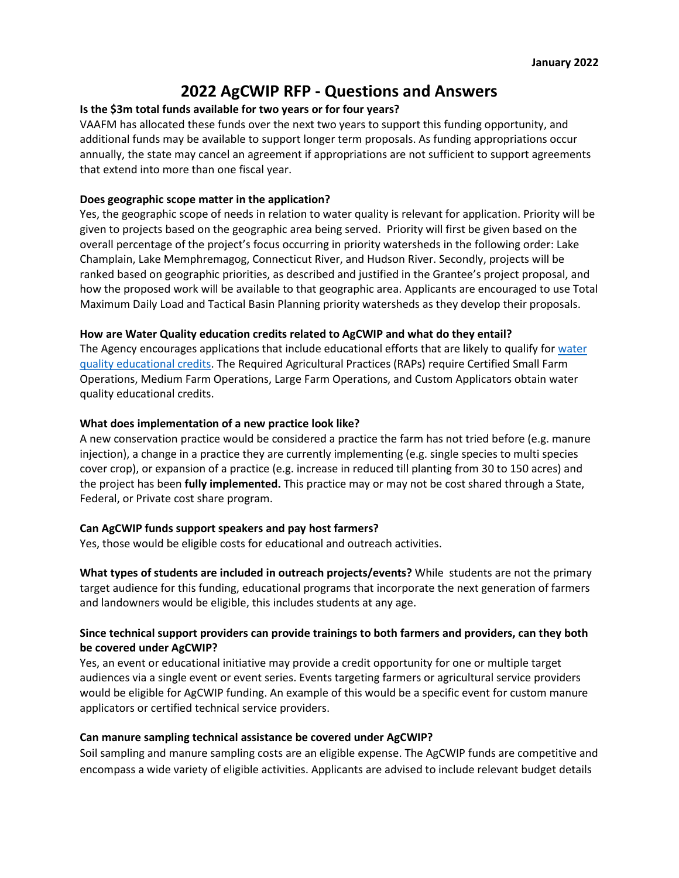January 2022

# 2022 AgCWIP RFP - Questions and Answers

**Is the $3m total funds available for two years or for four years?**

VAAFM has allocated these funds over the next two years to support this funding opportunity, and additional funds may be available to support longer term proposals. As funding appropriations occur annually, the state may cancel an agreement if appropriations are not sufficient to support agreements that extend into more than one fiscal year.

**Does geographic scope matter in the application?**

Yes, the geographic scope of needs in relation to water quality is relevant for application. Priority will be given to projects based on the geographic area being served. Priority will first be given based on the overall percentage of the project's focus occurring in priority watersheds in the following order: Lake Champlain, Lake Memphremagog, Connecticut River, and Hudson River. Secondly, projects will be ranked based on geographic priorities, as described and justified in the Grantee's project proposal, and how the proposed work will be available to that geographic area. Applicants are encouraged to use Total Maximum Daily Load and Tactical Basin Planning priority watersheds as they develop their proposals.

**How are Water Quality education credits related to AgCWIP and what do they entail?**

The Agency encourages applications that include educational efforts that are likely to qualify for water quality educational credits. The Required Agricultural Practices (RAPs) require Certified Small Farm Operations, Medium Farm Operations, Large Farm Operations, and Custom Applicators obtain water quality educational credits.

**What does implementation of a new practice look like?**

A new conservation practice would be considered a practice the farm has not tried before (e.g. manure injection), a change in a practice they are currently implementing (e.g. single species to multi species cover crop), or expansion of a practice (e.g. increase in reduced till planting from 30 to 150 acres) and the project has been **fully implemented.** This practice may or may not be cost shared through a State, Federal, or Private cost share program.

**Can AgCWIP funds support speakers and pay host farmers?**

Yes, those would be eligible costs for educational and outreach activities.

**What types of students are included in outreach projects/events?** While students are not the primary target audience for this funding, educational programs that incorporate the next generation of farmers and landowners would be eligible, this includes students at any age.

**Since technical support providers can provide trainings to both farmers and providers, can they both be covered under AgCWIP?**

Yes, an event or educational initiative may provide a credit opportunity for one or multiple target audiences via a single event or event series. Events targeting farmers or agricultural service providers would be eligible for AgCWIP funding. An example of this would be a specific event for custom manure applicators or certified technical service providers.

**Can manure sampling technical assistance be covered under AgCWIP?**

Soil sampling and manure sampling costs are an eligible expense. The AgCWIP funds are competitive and encompass a wide variety of eligible activities. Applicants are advised to include relevant budget details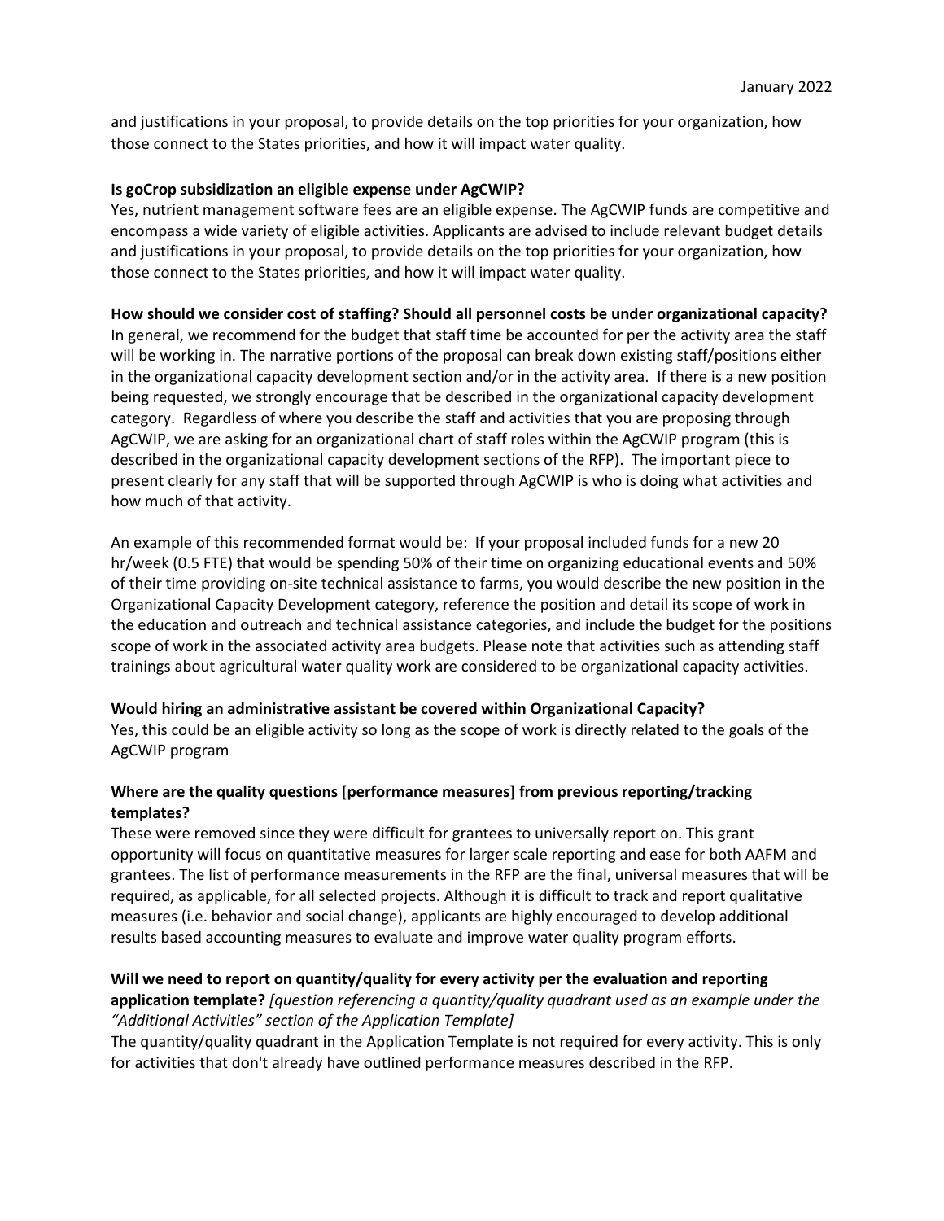and justifications in your proposal, to provide details on the top priorities for your organization, how those connect to the States priorities, and how it will impact water quality.

**Is goCrop subsidization an eligible expense under AgCWIP?**

Yes, nutrient management software fees are an eligible expense. The AgCWIP funds are competitive and encompass a wide variety of eligible activities. Applicants are advised to include relevant budget details and justifications in your proposal, to provide details on the top priorities for your organization, how those connect to the States priorities, and how it will impact water quality.

**How should we consider cost of staffing? Should all personnel costs be under organizational capacity?**

In general, we recommend for the budget that staff time be accounted for per the activity area the staff will be working in. The narrative portions of the proposal can break down existing staff/positions either in the organizational capacity development section and/or in the activity area. If there is a new position being requested, we strongly encourage that be described in the organizational capacity development category. Regardless of where you describe the staff and activities that you are proposing through AgCWIP, we are asking for an organizational chart of staff roles within the AgCWIP program (this is described in the organizational capacity development sections of the RFP). The important piece to present clearly for any staff that will be supported through AgCWIP is who is doing what activities and how much of that activity.

An example of this recommended format would be: If your proposal included funds for a new 20 hr/week (0.5 FTE) that would be spending 50% of their time on organizing educational events and 50% of their time providing on-site technical assistance to farms, you would describe the new position in the Organizational Capacity Development category, reference the position and detail its scope of work in the education and outreach and technical assistance categories, and include the budget for the positions scope of work in the associated activity area budgets. Please note that activities such as attending staff trainings about agricultural water quality work are considered to be organizational capacity activities.

**Would hiring an administrative assistant be covered within Organizational Capacity?**

Yes, this could be an eligible activity so long as the scope of work is directly related to the goals of the AgCWIP program

**Where are the quality questions [performance measures] from previous reporting/tracking templates?**

These were removed since they were difficult for grantees to universally report on. This grant opportunity will focus on quantitative measures for larger scale reporting and ease for both AAFM and grantees. The list of performance measurements in the RFP are the final, universal measures that will be required, as applicable, for all selected projects. Although it is difficult to track and report qualitative measures (i.e. behavior and social change), applicants are highly encouraged to develop additional results based accounting measures to evaluate and improve water quality program efforts.

**Will we need to report on quantity/quality for every activity per the evaluation and reporting application template?** *[question referencing a quantity/quality quadrant used as an example under the "Additional Activities" section of the Application Template]*

The quantity/quality quadrant in the Application Template is not required for every activity. This is only for activities that don't already have outlined performance measures described in the RFP.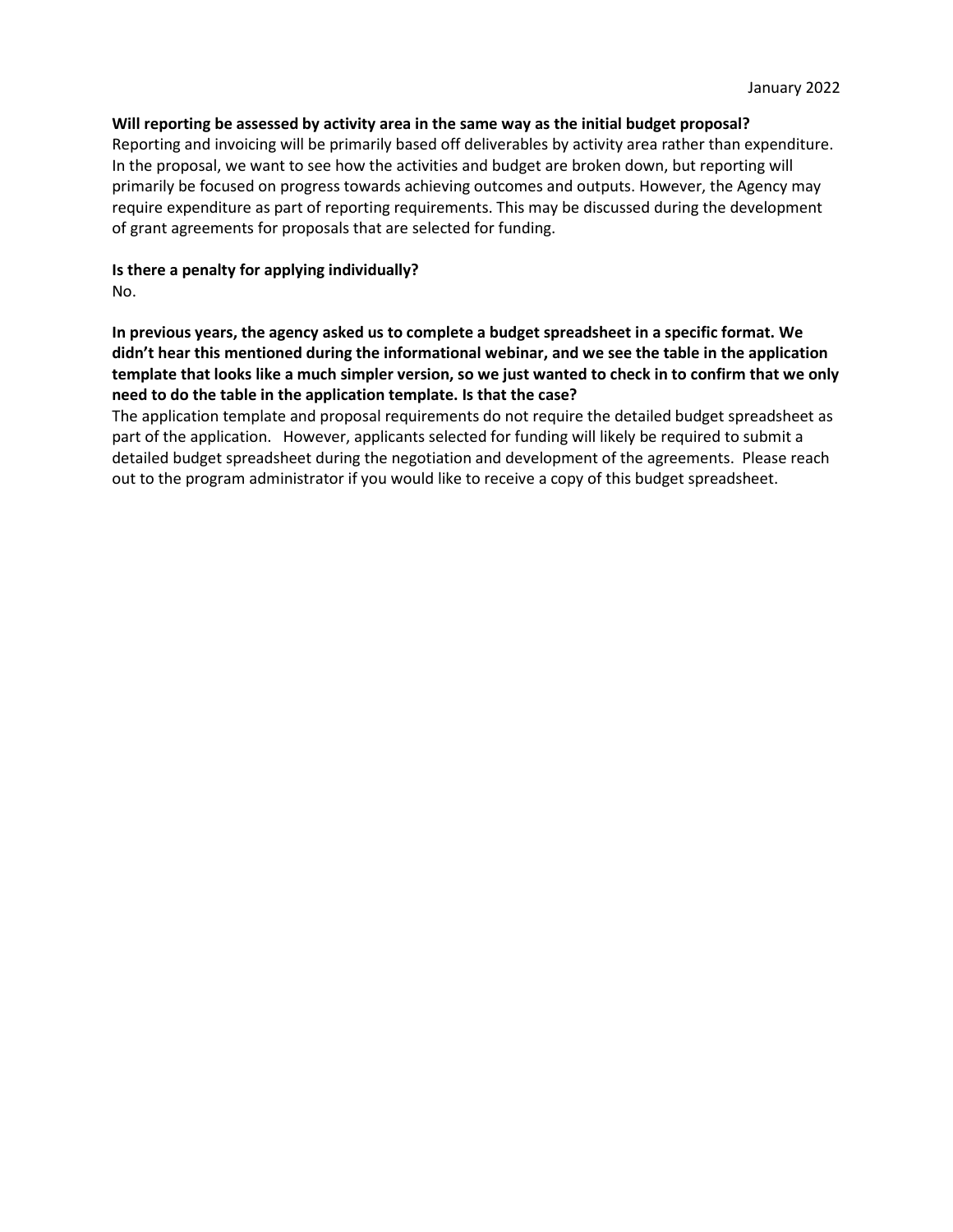January 2022

**Will reporting be assessed by activity area in the same way as the initial budget proposal?**
Reporting and invoicing will be primarily based off deliverables by activity area rather than expenditure. In the proposal, we want to see how the activities and budget are broken down, but reporting will primarily be focused on progress towards achieving outcomes and outputs. However, the Agency may require expenditure as part of reporting requirements. This may be discussed during the development of grant agreements for proposals that are selected for funding.

**Is there a penalty for applying individually?**
No.

**In previous years, the agency asked us to complete a budget spreadsheet in a specific format. We didn't hear this mentioned during the informational webinar, and we see the table in the application template that looks like a much simpler version, so we just wanted to check in to confirm that we only need to do the table in the application template. Is that the case?**
The application template and proposal requirements do not require the detailed budget spreadsheet as part of the application. However, applicants selected for funding will likely be required to submit a detailed budget spreadsheet during the negotiation and development of the agreements. Please reach out to the program administrator if you would like to receive a copy of this budget spreadsheet.